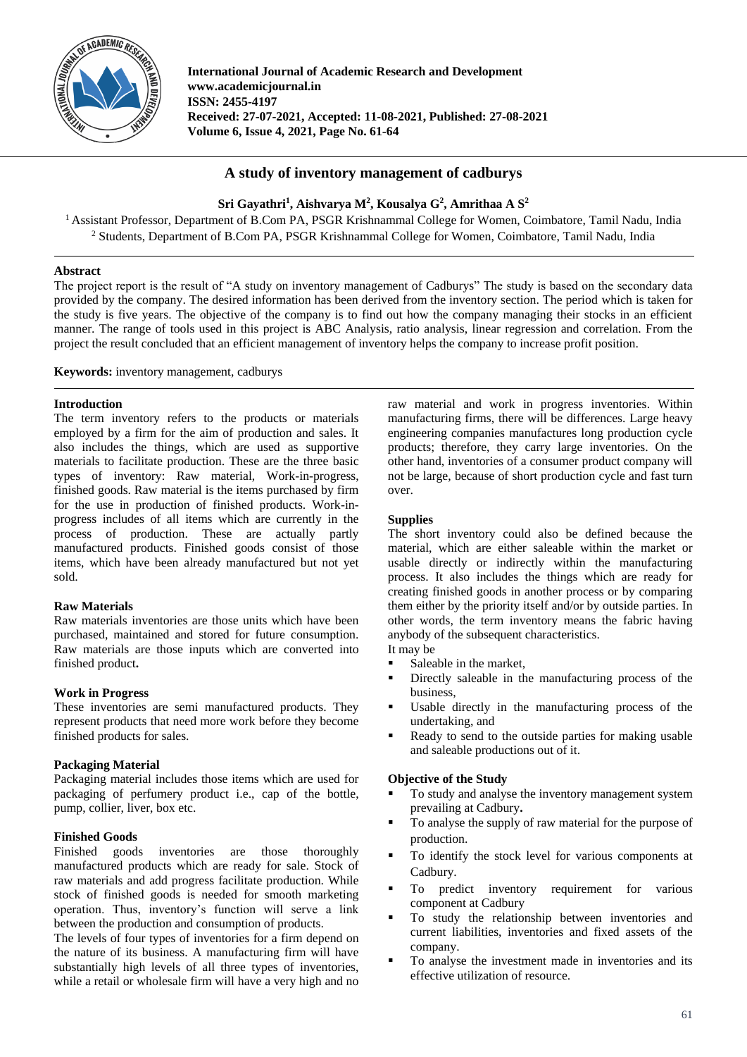# A study of inventory management of cadburys

**Sri Gayathri[1], Aishvarya M[2], Kousalya G[2], Amrithaa A S[2]**

[1] Assistant Professor, Department of B.Com PA, PSGR Krishnammal College for Women, Coimbatore, Tamil Nadu, India
[2] Students, Department of B.Com PA, PSGR Krishnammal College for Women, Coimbatore, Tamil Nadu, India

## Abstract

The project report is the result of "A study on inventory management of Cadburys" The study is based on the secondary data provided by the company. The desired information has been derived from the inventory section. The period which is taken for the study is five years. The objective of the company is to find out how the company managing their stocks in an efficient manner. The range of tools used in this project is ABC Analysis, ratio analysis, linear regression and correlation. From the project the result concluded that an efficient management of inventory helps the company to increase profit position.

**Keywords:** inventory management, cadburys

## Introduction

The term inventory refers to the products or materials employed by a firm for the aim of production and sales. It also includes the things, which are used as supportive materials to facilitate production. These are the three basic types of inventory: Raw material, Work-in-progress, finished goods. Raw material is the items purchased by firm for the use in production of finished products. Work-in-progress includes of all items which are currently in the process of production. These are actually partly manufactured products. Finished goods consist of those items, which have been already manufactured but not yet sold.

### Raw Materials

Raw materials inventories are those units which have been purchased, maintained and stored for future consumption. Raw materials are those inputs which are converted into finished product**.**

### Work in Progress

These inventories are semi manufactured products. They represent products that need more work before they become finished products for sales.

### Packaging Material

Packaging material includes those items which are used for packaging of perfumery product i.e., cap of the bottle, pump, collier, liver, box etc.

### Finished Goods

Finished goods inventories are those thoroughly manufactured products which are ready for sale. Stock of raw materials and add progress facilitate production. While stock of finished goods is needed for smooth marketing operation. Thus, inventory's function will serve a link between the production and consumption of products.

The levels of four types of inventories for a firm depend on the nature of its business. A manufacturing firm will have substantially high levels of all three types of inventories, while a retail or wholesale firm will have a very high and no raw material and work in progress inventories. Within manufacturing firms, there will be differences. Large heavy engineering companies manufactures long production cycle products; therefore, they carry large inventories. On the other hand, inventories of a consumer product company will not be large, because of short production cycle and fast turn over.

### Supplies

The short inventory could also be defined because the material, which are either saleable within the market or usable directly or indirectly within the manufacturing process. It also includes the things which are ready for creating finished goods in another process or by comparing them either by the priority itself and/or by outside parties. In other words, the term inventory means the fabric having anybody of the subsequent characteristics.

It may be

- Saleable in the market,
- Directly saleable in the manufacturing process of the business,
- Usable directly in the manufacturing process of the undertaking, and
- Ready to send to the outside parties for making usable and saleable productions out of it.

### Objective of the Study

- To study and analyse the inventory management system prevailing at Cadbury**.**
- To analyse the supply of raw material for the purpose of production.
- To identify the stock level for various components at Cadbury.
- To predict inventory requirement for various component at Cadbury
- To study the relationship between inventories and current liabilities, inventories and fixed assets of the company.
- To analyse the investment made in inventories and its effective utilization of resource.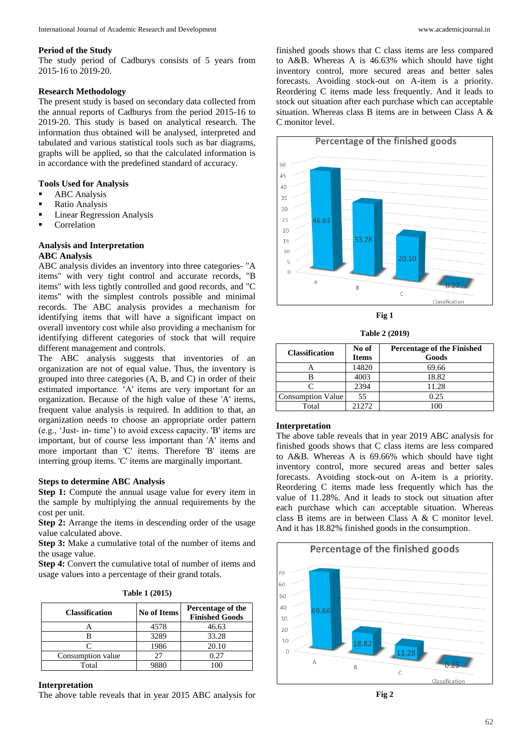**Period of the Study**

The study period of Cadburys consists of 5 years from 2015-16 to 2019-20.

**Research Methodology**

The present study is based on secondary data collected from the annual reports of Cadburys from the period 2015-16 to 2019-20. This study is based on analytical research. The information thus obtained will be analysed, interpreted and tabulated and various statistical tools such as bar diagrams, graphs will be applied, so that the calculated information is in accordance with the predefined standard of accuracy.

**Tools Used for Analysis**

- ABC Analysis
- Ratio Analysis
- Linear Regression Analysis
- Correlation

**Analysis and Interpretation**

**ABC Analysis**

ABC analysis divides an inventory into three categories- "A items" with very tight control and accurate records, "B items" with less tightly controlled and good records, and "C items" with the simplest controls possible and minimal records. The ABC analysis provides a mechanism for identifying items that will have a significant impact on overall inventory cost while also providing a mechanism for identifying different categories of stock that will require different management and controls.

The ABC analysis suggests that inventories of an organization are not of equal value. Thus, the inventory is grouped into three categories (A, B, and C) in order of their estimated importance. 'A' items are very important for an organization. Because of the high value of these 'A' items, frequent value analysis is required. In addition to that, an organization needs to choose an appropriate order pattern (e.g., 'Just- in- time') to avoid excess capacity. 'B' items are important, but of course less important than 'A' items and more important than 'C' items. Therefore 'B' items are interring group items. 'C' items are marginally important.

**Steps to determine ABC Analysis**

**Step 1:** Compute the annual usage value for every item in the sample by multiplying the annual requirements by the cost per unit.

**Step 2:** Arrange the items in descending order of the usage value calculated above.

**Step 3:** Make a cumulative total of the number of items and the usage value.

**Step 4:** Convert the cumulative total of number of items and usage values into a percentage of their grand totals.

**Table 1 (2015)**

| Classification | No of Items | Percentage of the Finished Goods |
|---|---|---|
| A | 4578 | 46.63 |
| B | 3289 | 33.28 |
| C | 1986 | 20.10 |
| Consumption value | 27 | 0.27 |
| Total | 9880 | 100 |

**Interpretation**

The above table reveals that in year 2015 ABC analysis for finished goods shows that C class items are less compared to A&B. Whereas A is 46.63% which should have tight inventory control, more secured areas and better sales forecasts. Avoiding stock-out on A-item is a priority. Reordering C items made less frequently. And it leads to stock out situation after each purchase which can acceptable situation. Whereas class B items are in between Class A & C monitor level.

**Fig 1**

**Table 2 (2019)**

| Classification | No of Items | Percentage of the Finished Goods |
|---|---|---|
| A | 14820 | 69.66 |
| B | 4003 | 18.82 |
| C | 2394 | 11.28 |
| Consumption Value | 55 | 0.25 |
| Total | 21272 | 100 |

**Interpretation**

The above table reveals that in year 2019 ABC analysis for finished goods shows that C class items are less compared to A&B. Whereas A is 69.66% which should have tight inventory control, more secured areas and better sales forecasts. Avoiding stock-out on A-item is a priority. Reordering C items made less frequently which has the value of 11.28%. And it leads to stock out situation after each purchase which can acceptable situation. Whereas class B items are in between Class A & C monitor level. And it has 18.82% finished goods in the consumption.

**Fig 2**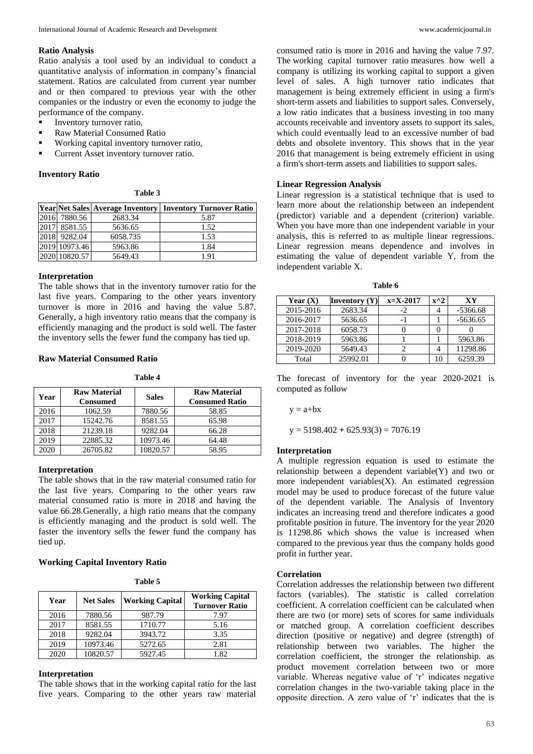### Ratio Analysis

Ratio analysis a tool used by an individual to conduct a quantitative analysis of information in company's financial statement. Ratios are calculated from current year number and or then compared to previous year with the other companies or the industry or even the economy to judge the performance of the company.

- Inventory turnover ratio,
- Raw Material Consumed Ratio
- Working capital inventory turnover ratio,
- Current Asset inventory turnover ratio.

### Inventory Ratio

**Table 3**

| Year | Net Sales | Average Inventory | Inventory Turnover Ratio |
|---|---|---|---|
| 2016 | 7880.56 | 2683.34 | 5.87 |
| 2017 | 8581.55 | 5636.65 | 1.52 |
| 2018 | 9282.04 | 6058.735 | 1.53 |
| 2019 | 10973.46 | 5963.86 | 1.84 |
| 2020 | 10820.57 | 5649.43 | 1.91 |

### Interpretation

The table shows that in the inventory turnover ratio for the last five years. Comparing to the other years inventory turnover is more in 2016 and having the value 5.87. Generally, a high inventory ratio means that the company is efficiently managing and the product is sold well. The faster the inventory sells the fewer fund the company has tied up.

### Raw Material Consumed Ratio

**Table 4**

| Year | Raw Material Consumed | Sales | Raw Material Consumed Ratio |
|---|---|---|---|
| 2016 | 1062.59 | 7880.56 | 58.85 |
| 2017 | 15242.76 | 8581.55 | 65.98 |
| 2018 | 21239.18 | 9282.04 | 66.28 |
| 2019 | 22885.32 | 10973.46 | 64.48 |
| 2020 | 26705.82 | 10820.57 | 58.95 |

### Interpretation

The table shows that in the raw material consumed ratio for the last five years. Comparing to the other years raw material consumed ratio is more in 2018 and having the value 66.28.Generally, a high ratio means that the company is efficiently managing and the product is sold well. The faster the inventory sells the fewer fund the company has tied up.

### Working Capital Inventory Ratio

**Table 5**

| Year | Net Sales | Working Capital | Working Capital Turnover Ratio |
|---|---|---|---|
| 2016 | 7880.56 | 987.79 | 7.97 |
| 2017 | 8581.55 | 1710.77 | 5.16 |
| 2018 | 9282.04 | 3943.72 | 3.35 |
| 2019 | 10973.46 | 5272.65 | 2.81 |
| 2020 | 10820.57 | 5927.45 | 1.82 |

### Interpretation

The table shows that in the working capital ratio for the last five years. Comparing to the other years raw material consumed ratio is more in 2016 and having the value 7.97. The working capital turnover ratio measures how well a company is utilizing its working capital to support a given level of sales. A high turnover ratio indicates that management is being extremely efficient in using a firm's short-term assets and liabilities to support sales. Conversely, a low ratio indicates that a business investing in too many accounts receivable and inventory assets to support its sales, which could eventually lead to an excessive number of bad debts and obsolete inventory. This shows that in the year 2016 that management is being extremely efficient in using a firm's short-term assets and liabilities to support sales.

### Linear Regression Analysis

Linear regression is a statistical technique that is used to learn more about the relationship between an independent (predictor) variable and a dependent (criterion) variable. When you have more than one independent variable in your analysis, this is referred to as multiple linear regressions. Linear regression means dependence and involves in estimating the value of dependent variable Y, from the independent variable X.

**Table 6**

| Year (X) | Inventory (Y) | x=X-2017 | x^2 | XY |
|---|---|---|---|---|
| 2015-2016 | 2683.34 | -2 | 4 | -5366.68 |
| 2016-2017 | 5636.65 | -1 | 1 | -5636.65 |
| 2017-2018 | 6058.73 | 0 | 0 | 0 |
| 2018-2019 | 5963.86 | 1 | 1 | 5963.86 |
| 2019-2020 | 5649.43 | 2 | 4 | 11298.86 |
| Total | 25992.01 | 0 | 10 | 6259.39 |

The forecast of inventory for the year 2020-2021 is computed as follow

$y = a+bx$

$y = 5198.402 + 625.93(3) = 7076.19$

### Interpretation

A multiple regression equation is used to estimate the relationship between a dependent variable(Y) and two or more independent variables(X). An estimated regression model may be used to produce forecast of the future value of the dependent variable. The Analysis of Inventory indicates an increasing trend and therefore indicates a good profitable position in future. The inventory for the year 2020 is 11298.86 which shows the value is increased when compared to the previous year thus the company holds good profit in further year.

### Correlation

Correlation addresses the relationship between two different factors (variables). The statistic is called correlation coefficient. A correlation coefficient can be calculated when there are two (or more) sets of scores for same individuals or matched group. A correlation coefficient describes direction (positive or negative) and degree (strength) of relationship between two variables. The higher the correlation coefficient, the stronger the relationship. as product movement correlation between two or more variable. Whereas negative value of 'r' indicates negative correlation changes in the two-variable taking place in the opposite direction. A zero value of 'r' indicates that the is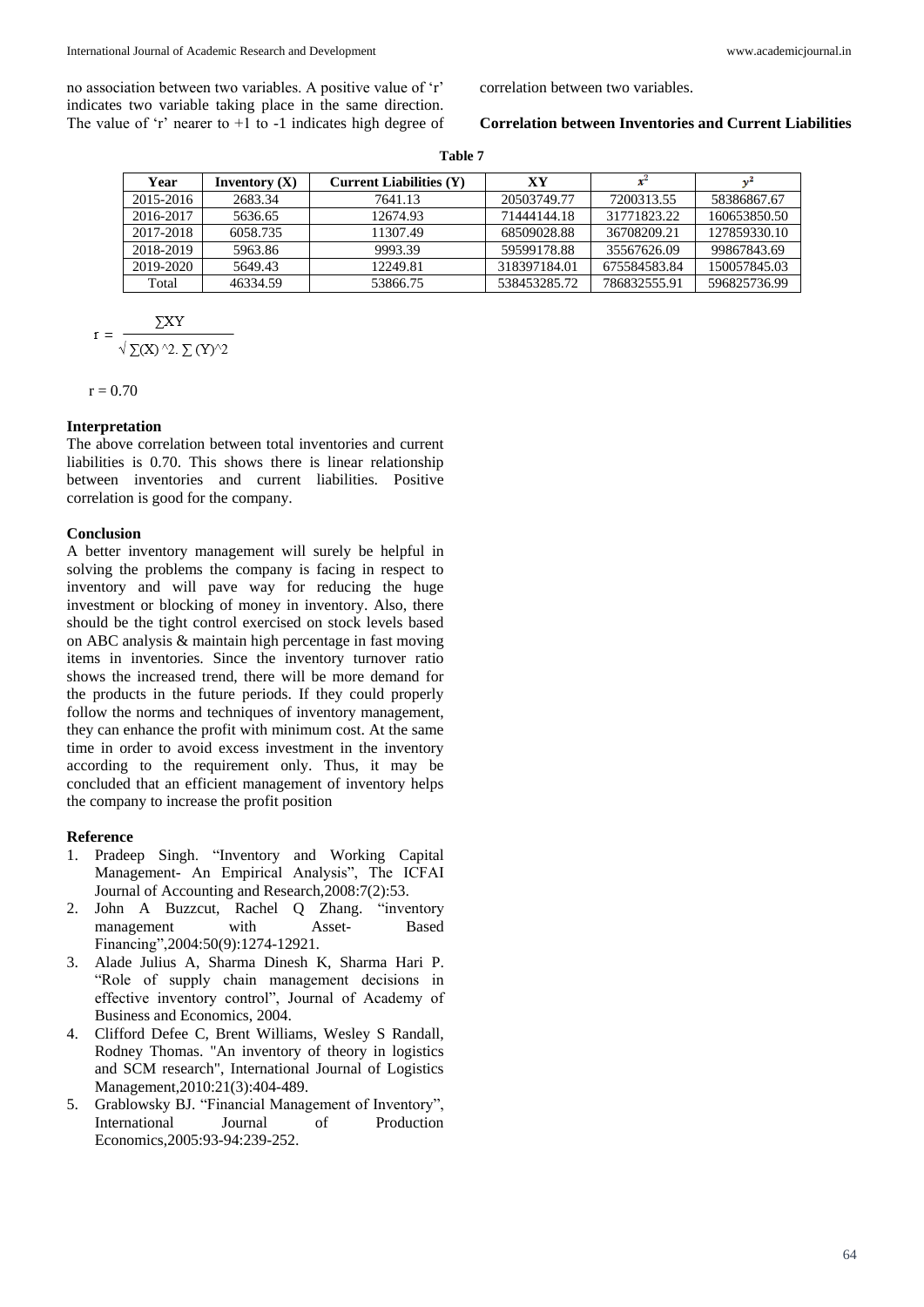no association between two variables. A positive value of 'r' indicates two variable taking place in the same direction. The value of 'r' nearer to +1 to -1 indicates high degree of correlation between two variables.

**Correlation between Inventories and Current Liabilities**

**Table 7**

| Year | Inventory (X) | Current Liabilities (Y) | XY | $x^2$ | $y^2$ |
|---|---|---|---|---|---|
| 2015-2016 | 2683.34 | 7641.13 | 20503749.77 | 7200313.55 | 58386867.67 |
| 2016-2017 | 5636.65 | 12674.93 | 71444144.18 | 31771823.22 | 160653850.50 |
| 2017-2018 | 6058.735 | 11307.49 | 68509028.88 | 36708209.21 | 127859330.10 |
| 2018-2019 | 5963.86 | 9993.39 | 59599178.88 | 35567626.09 | 99867843.69 |
| 2019-2020 | 5649.43 | 12249.81 | 318397184.01 | 675584583.84 | 150057845.03 |
| Total | 46334.59 | 53866.75 | 538453285.72 | 786832555.91 | 596825736.99 |

$$r = \frac{\sum XY}{\sqrt{\sum (X)^2 . \sum (Y)^2}}$$

r = 0.70

**Interpretation**

The above correlation between total inventories and current liabilities is 0.70. This shows there is linear relationship between inventories and current liabilities. Positive correlation is good for the company.

## Conclusion

A better inventory management will surely be helpful in solving the problems the company is facing in respect to inventory and will pave way for reducing the huge investment or blocking of money in inventory. Also, there should be the tight control exercised on stock levels based on ABC analysis & maintain high percentage in fast moving items in inventories. Since the inventory turnover ratio shows the increased trend, there will be more demand for the products in the future periods. If they could properly follow the norms and techniques of inventory management, they can enhance the profit with minimum cost. At the same time in order to avoid excess investment in the inventory according to the requirement only. Thus, it may be concluded that an efficient management of inventory helps the company to increase the profit position

## Reference

1. Pradeep Singh. "Inventory and Working Capital Management- An Empirical Analysis", The ICFAI Journal of Accounting and Research,2008:7(2):53.
2. John A Buzzcut, Rachel Q Zhang. "inventory management with Asset- Based Financing",2004:50(9):1274-12921.
3. Alade Julius A, Sharma Dinesh K, Sharma Hari P. "Role of supply chain management decisions in effective inventory control", Journal of Academy of Business and Economics, 2004.
4. Clifford Defee C, Brent Williams, Wesley S Randall, Rodney Thomas. "An inventory of theory in logistics and SCM research", International Journal of Logistics Management,2010:21(3):404-489.
5. Grablowsky BJ. "Financial Management of Inventory", International Journal of Production Economics,2005:93-94:239-252.